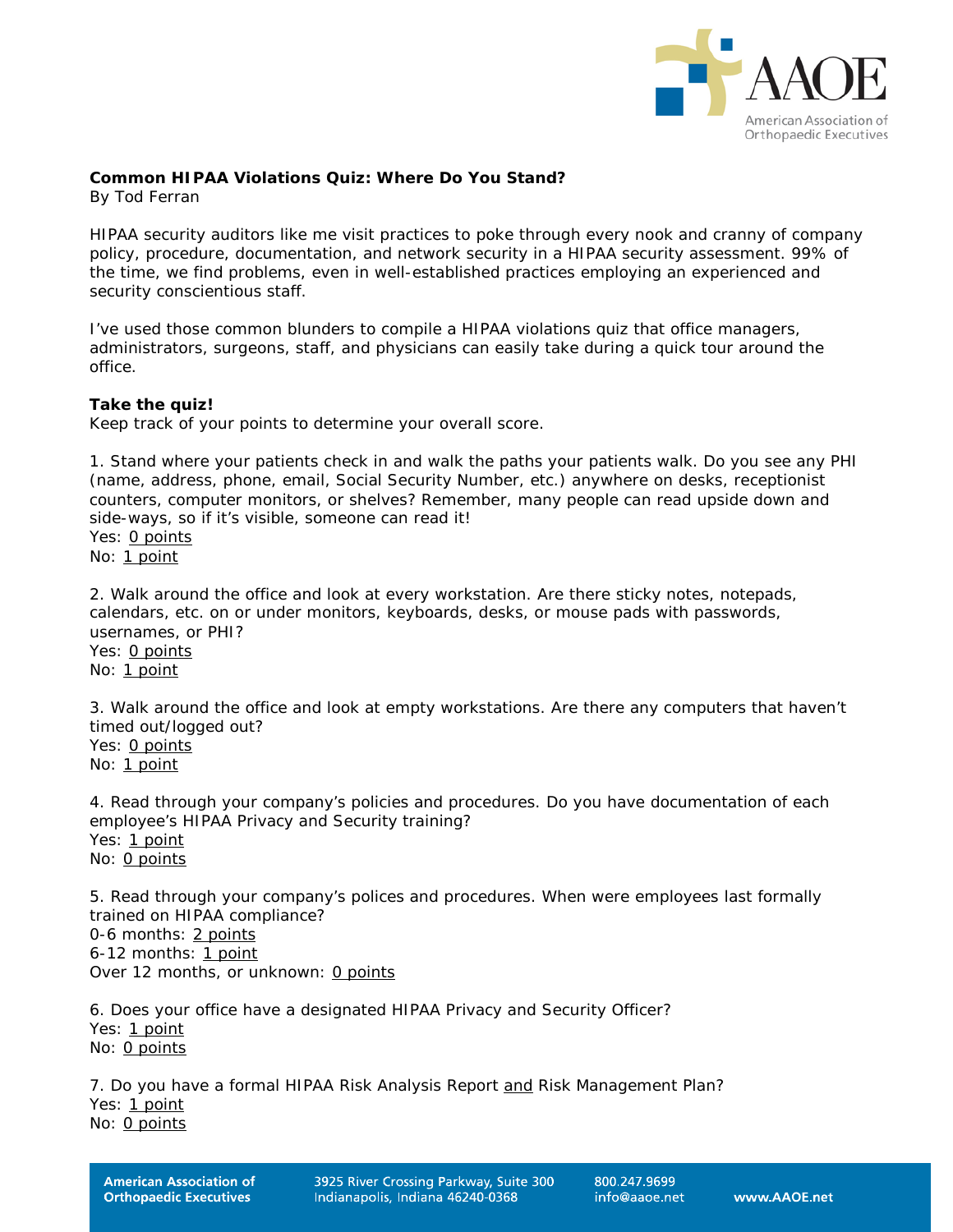**Common HIPAA Violations Quiz: Where Do You Stand?**
By Tod Ferran

HIPAA security auditors like me visit practices to poke through every nook and cranny of company policy, procedure, documentation, and network security in a HIPAA security assessment. 99% of the time, we find problems, even in well-established practices employing an experienced and security conscientious staff.

I've used those common blunders to compile a HIPAA violations quiz that office managers, administrators, surgeons, staff, and physicians can easily take during a quick tour around the office.

**Take the quiz!**
Keep track of your points to determine your overall score.

1. Stand where your patients check in and walk the paths your patients walk. Do you see any PHI (name, address, phone, email, Social Security Number, etc.) anywhere on desks, receptionist counters, computer monitors, or shelves? Remember, many people can read upside down and side-ways, so if it's visible, someone can read it!
Yes: 0 points
No: 1 point

2. Walk around the office and look at every workstation. Are there sticky notes, notepads, calendars, etc. on or under monitors, keyboards, desks, or mouse pads with passwords, usernames, or PHI?
Yes: 0 points
No: 1 point

3. Walk around the office and look at empty workstations. Are there any computers that haven't timed out/logged out?
Yes: 0 points
No: 1 point

4. Read through your company's policies and procedures. Do you have documentation of each employee's HIPAA Privacy and Security training?
Yes: 1 point
No: 0 points

5. Read through your company's polices and procedures. When were employees last formally trained on HIPAA compliance?
0-6 months: 2 points
6-12 months: 1 point
Over 12 months, or unknown: 0 points

6. Does your office have a designated HIPAA Privacy and Security Officer?
Yes: 1 point
No: 0 points

7. Do you have a formal HIPAA Risk Analysis Report and Risk Management Plan?
Yes: 1 point
No: 0 points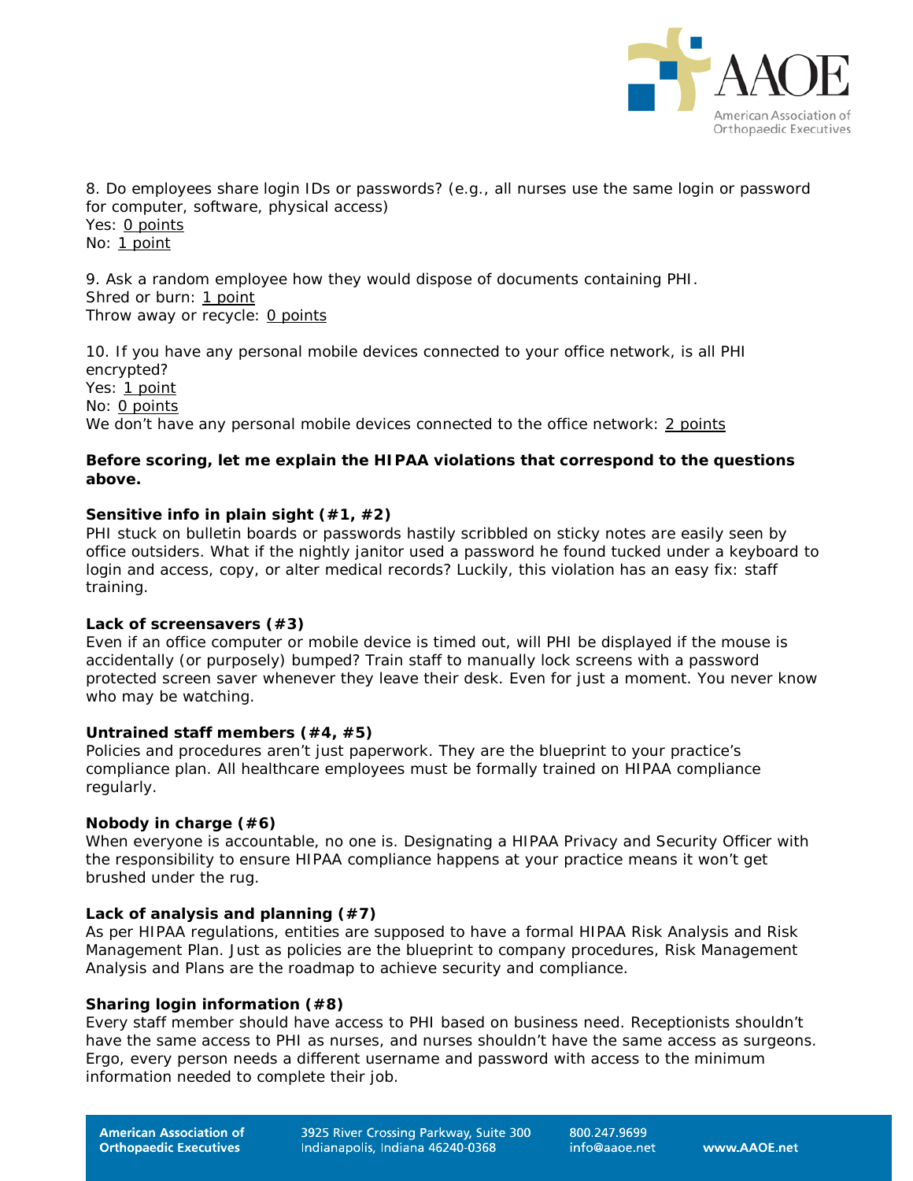8. Do employees share login IDs or passwords? (e.g., all nurses use the same login or password for computer, software, physical access)
Yes: 0 points
No: 1 point

9. Ask a random employee how they would dispose of documents containing PHI.
Shred or burn: 1 point
Throw away or recycle: 0 points

10. If you have any personal mobile devices connected to your office network, is all PHI encrypted?
Yes: 1 point
No: 0 points
We don't have any personal mobile devices connected to the office network: 2 points

**Before scoring, let me explain the HIPAA violations that correspond to the questions above.**

**Sensitive info in plain sight (#1, #2)**
PHI stuck on bulletin boards or passwords hastily scribbled on sticky notes are easily seen by office outsiders. What if the nightly janitor used a password he found tucked under a keyboard to login and access, copy, or alter medical records? Luckily, this violation has an easy fix: staff training.

**Lack of screensavers (#3)**
Even if an office computer or mobile device is timed out, will PHI be displayed if the mouse is accidentally (or purposely) bumped? Train staff to manually lock screens with a password protected screen saver whenever they leave their desk. Even for just a moment. You never know who may be watching.

**Untrained staff members (#4, #5)**
Policies and procedures aren't just paperwork. They are the blueprint to your practice's compliance plan. All healthcare employees must be formally trained on HIPAA compliance regularly.

**Nobody in charge (#6)**
When everyone is accountable, no one is. Designating a HIPAA Privacy and Security Officer with the responsibility to ensure HIPAA compliance happens at your practice means it won't get brushed under the rug.

**Lack of analysis and planning (#7)**
As per HIPAA regulations, entities are supposed to have a formal HIPAA Risk Analysis and Risk Management Plan. Just as policies are the blueprint to company procedures, Risk Management Analysis and Plans are the roadmap to achieve security and compliance.

**Sharing login information (#8)**
Every staff member should have access to PHI based on business need. Receptionists shouldn't have the same access to PHI as nurses, and nurses shouldn't have the same access as surgeons. Ergo, every person needs a different username and password with access to the minimum information needed to complete their job.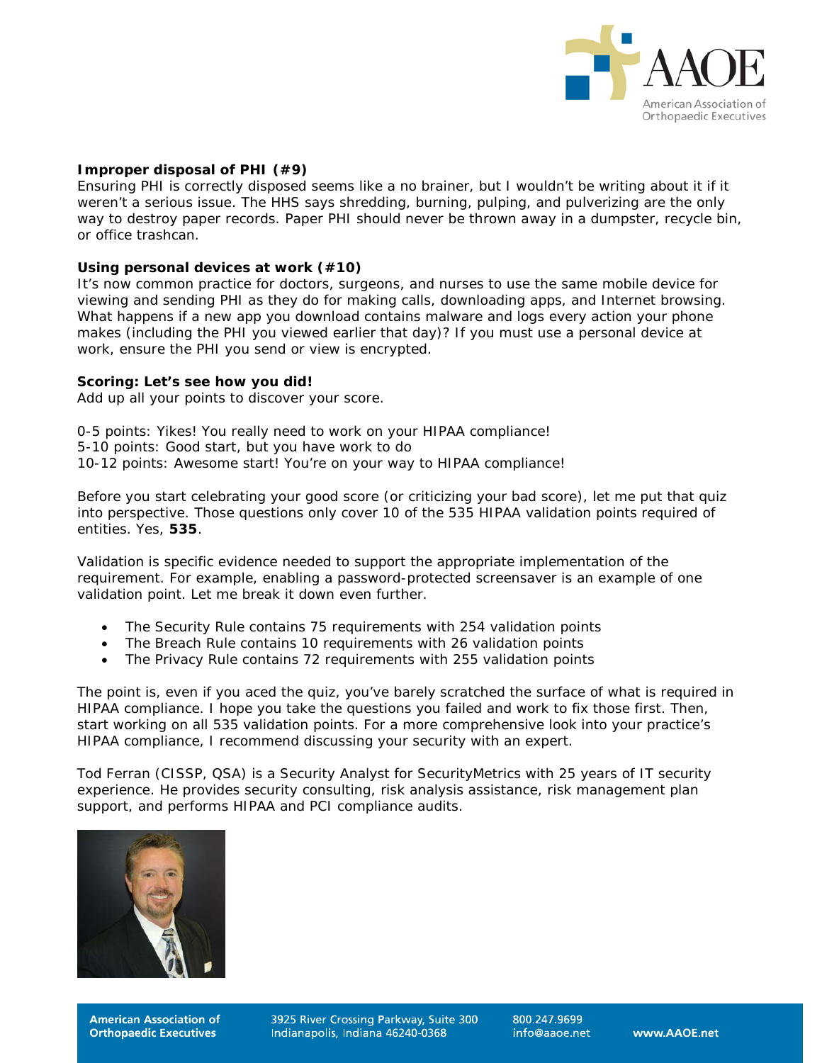**Improper disposal of PHI (#9)**
Ensuring PHI is correctly disposed seems like a no brainer, but I wouldn't be writing about it if it weren't a serious issue. The HHS says shredding, burning, pulping, and pulverizing are the only way to destroy paper records. Paper PHI should never be thrown away in a dumpster, recycle bin, or office trashcan.

**Using personal devices at work (#10)**
It's now common practice for doctors, surgeons, and nurses to use the same mobile device for viewing and sending PHI as they do for making calls, downloading apps, and Internet browsing. What happens if a new app you download contains malware and logs every action your phone makes (including the PHI you viewed earlier that day)? If you must use a personal device at work, ensure the PHI you send or view is encrypted.

**Scoring: Let's see how you did!**
Add up all your points to discover your score.

0-5 points: Yikes! You really need to work on your HIPAA compliance!
5-10 points: Good start, but you have work to do
10-12 points: Awesome start! You're on your way to HIPAA compliance!

Before you start celebrating your good score (or criticizing your bad score), let me put that quiz into perspective. Those questions only cover 10 of the 535 HIPAA validation points required of entities. Yes, **535**.

Validation is specific evidence needed to support the appropriate implementation of the requirement. For example, enabling a password-protected screensaver is an example of one validation point. Let me break it down even further.

- The Security Rule contains 75 requirements with 254 validation points
- The Breach Rule contains 10 requirements with 26 validation points
- The Privacy Rule contains 72 requirements with 255 validation points

The point is, even if you aced the quiz, you've barely scratched the surface of what is required in HIPAA compliance. I hope you take the questions you failed and work to fix those first. Then, start working on all 535 validation points. For a more comprehensive look into your practice's HIPAA compliance, I recommend discussing your security with an expert.

Tod Ferran (CISSP, QSA) is a Security Analyst for SecurityMetrics with 25 years of IT security experience. He provides security consulting, risk analysis assistance, risk management plan support, and performs HIPAA and PCI compliance audits.